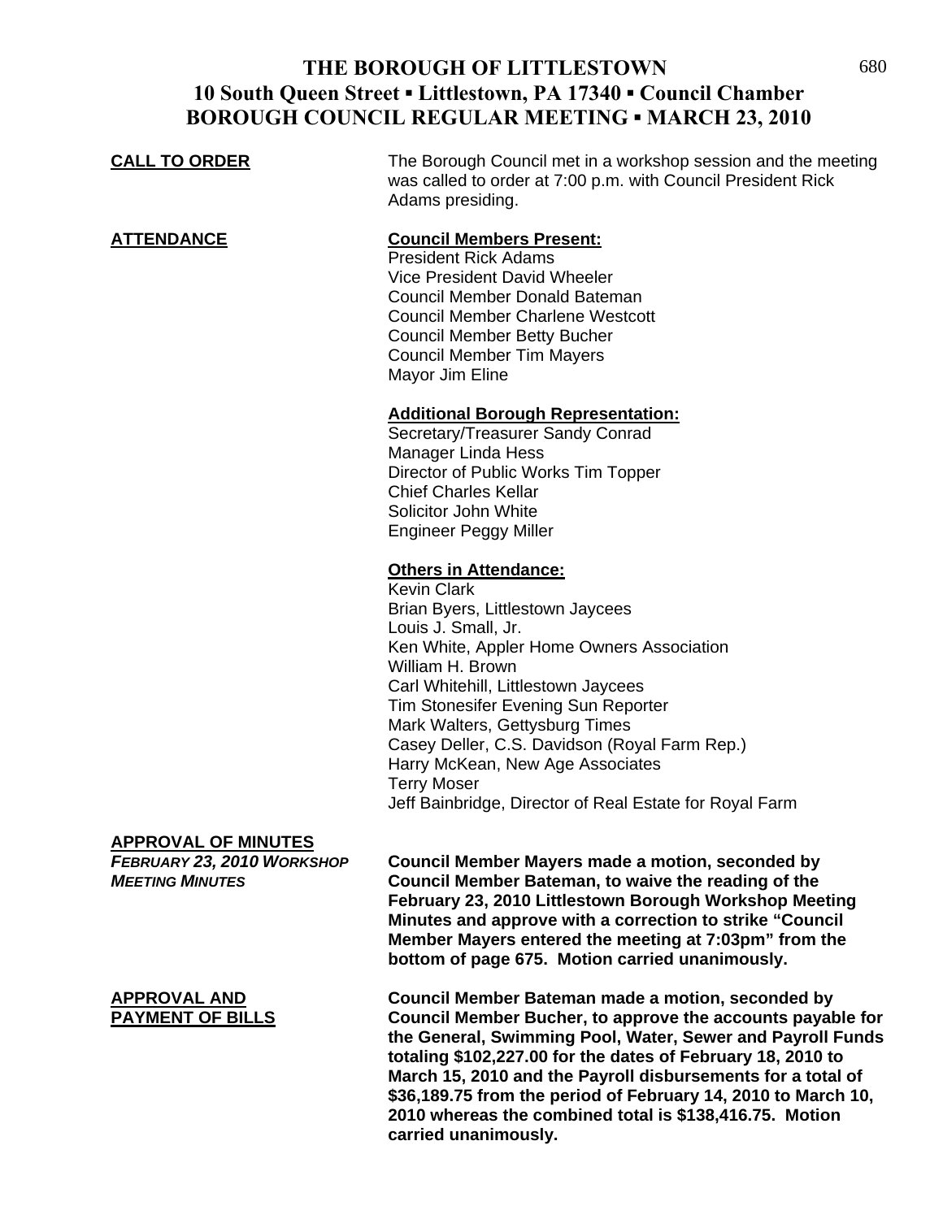# THE BOROUGH OF LITTLESTOWN
## 10 South Queen Street ▪ Littlestown, PA 17340 ▪ Council Chamber
## BOROUGH COUNCIL REGULAR MEETING ▪ MARCH 23, 2010

**CALL TO ORDER**

The Borough Council met in a workshop session and the meeting was called to order at 7:00 p.m. with Council President Rick Adams presiding.

**ATTENDANCE**

**Council Members Present:**
President Rick Adams
Vice President David Wheeler
Council Member Donald Bateman
Council Member Charlene Westcott
Council Member Betty Bucher
Council Member Tim Mayers
Mayor Jim Eline

**Additional Borough Representation:**
Secretary/Treasurer Sandy Conrad
Manager Linda Hess
Director of Public Works Tim Topper
Chief Charles Kellar
Solicitor John White
Engineer Peggy Miller

**Others in Attendance:**
Kevin Clark
Brian Byers, Littlestown Jaycees
Louis J. Small, Jr.
Ken White, Appler Home Owners Association
William H. Brown
Carl Whitehill, Littlestown Jaycees
Tim Stonesifer Evening Sun Reporter
Mark Walters, Gettysburg Times
Casey Deller, C.S. Davidson (Royal Farm Rep.)
Harry McKean, New Age Associates
Terry Moser
Jeff Bainbridge, Director of Real Estate for Royal Farm

**APPROVAL OF MINUTES**

***FEBRUARY 23, 2010 WORKSHOP MEETING MINUTES***

**Council Member Mayers made a motion, seconded by Council Member Bateman, to waive the reading of the February 23, 2010 Littlestown Borough Workshop Meeting Minutes and approve with a correction to strike "Council Member Mayers entered the meeting at 7:03pm" from the bottom of page 675. Motion carried unanimously.**

**APPROVAL AND PAYMENT OF BILLS**

**Council Member Bateman made a motion, seconded by Council Member Bucher, to approve the accounts payable for the General, Swimming Pool, Water, Sewer and Payroll Funds totaling $102,227.00 for the dates of February 18, 2010 to March 15, 2010 and the Payroll disbursements for a total of $36,189.75 from the period of February 14, 2010 to March 10, 2010 whereas the combined total is $138,416.75. Motion carried unanimously.**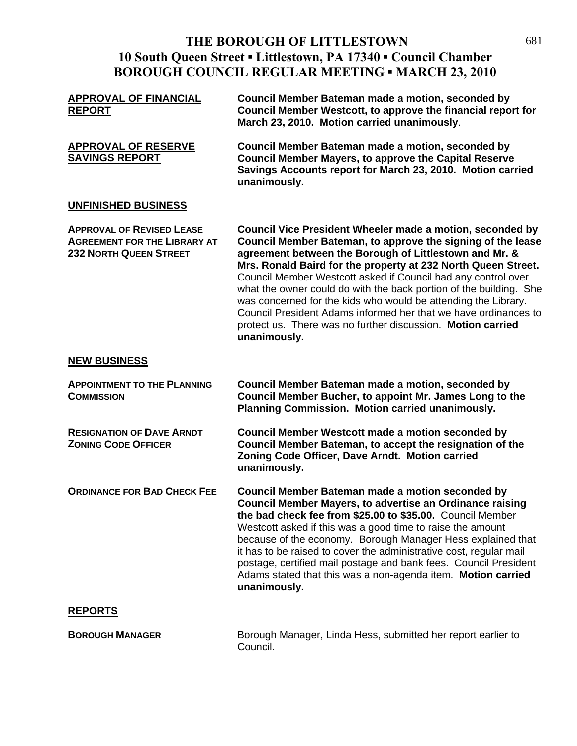# THE BOROUGH OF LITTLESTOWN
## 10 South Queen Street ▪ Littlestown, PA 17340 ▪ Council Chamber
## BOROUGH COUNCIL REGULAR MEETING ▪ MARCH 23, 2010

**APPROVAL OF FINANCIAL REPORT**

**Council Member Bateman made a motion, seconded by Council Member Westcott, to approve the financial report for March 23, 2010. Motion carried unanimously**.

**APPROVAL OF RESERVE SAVINGS REPORT**

**Council Member Bateman made a motion, seconded by Council Member Mayers, to approve the Capital Reserve Savings Accounts report for March 23, 2010. Motion carried unanimously.**

## UNFINISHED BUSINESS

**APPROVAL OF REVISED LEASE AGREEMENT FOR THE LIBRARY AT 232 NORTH QUEEN STREET**

**Council Vice President Wheeler made a motion, seconded by Council Member Bateman, to approve the signing of the lease agreement between the Borough of Littlestown and Mr. & Mrs. Ronald Baird for the property at 232 North Queen Street.** Council Member Westcott asked if Council had any control over what the owner could do with the back portion of the building. She was concerned for the kids who would be attending the Library. Council President Adams informed her that we have ordinances to protect us. There was no further discussion. **Motion carried unanimously.**

## NEW BUSINESS

**APPOINTMENT TO THE PLANNING COMMISSION**

**Council Member Bateman made a motion, seconded by Council Member Bucher, to appoint Mr. James Long to the Planning Commission. Motion carried unanimously.**

**RESIGNATION OF DAVE ARNDT ZONING CODE OFFICER**

**Council Member Westcott made a motion seconded by Council Member Bateman, to accept the resignation of the Zoning Code Officer, Dave Arndt. Motion carried unanimously.**

**ORDINANCE FOR BAD CHECK FEE**

**Council Member Bateman made a motion seconded by Council Member Mayers, to advertise an Ordinance raising the bad check fee from $25.00 to $35.00.** Council Member Westcott asked if this was a good time to raise the amount because of the economy. Borough Manager Hess explained that it has to be raised to cover the administrative cost, regular mail postage, certified mail postage and bank fees. Council President Adams stated that this was a non-agenda item. **Motion carried unanimously.**

## REPORTS

**BOROUGH MANAGER**

Borough Manager, Linda Hess, submitted her report earlier to Council.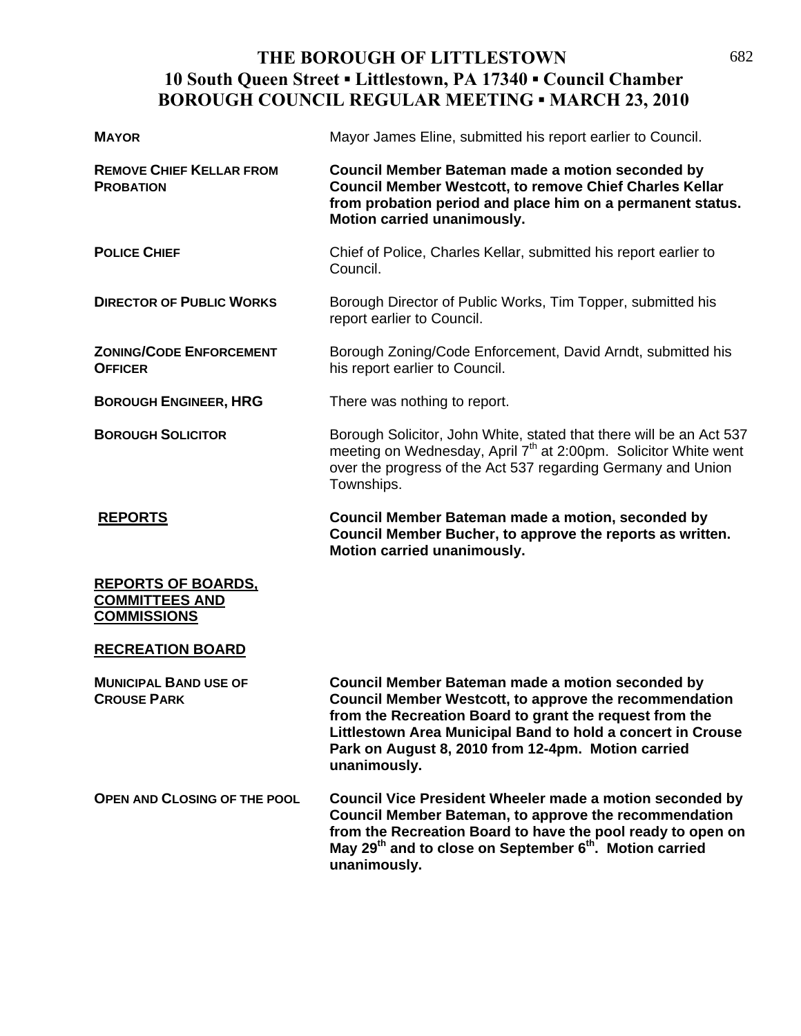# THE BOROUGH OF LITTLESTOWN
## 10 South Queen Street ▪ Littlestown, PA 17340 ▪ Council Chamber
## BOROUGH COUNCIL REGULAR MEETING ▪ MARCH 23, 2010

**MAYOR** — Mayor James Eline, submitted his report earlier to Council.

**REMOVE CHIEF KELLAR FROM PROBATION** — **Council Member Bateman made a motion seconded by Council Member Westcott, to remove Chief Charles Kellar from probation period and place him on a permanent status. Motion carried unanimously.**

**POLICE CHIEF** — Chief of Police, Charles Kellar, submitted his report earlier to Council.

**DIRECTOR OF PUBLIC WORKS** — Borough Director of Public Works, Tim Topper, submitted his report earlier to Council.

**ZONING/CODE ENFORCEMENT OFFICER** — Borough Zoning/Code Enforcement, David Arndt, submitted his his report earlier to Council.

**BOROUGH ENGINEER, HRG** — There was nothing to report.

**BOROUGH SOLICITOR** — Borough Solicitor, John White, stated that there will be an Act 537 meeting on Wednesday, April 7th at 2:00pm. Solicitor White went over the progress of the Act 537 regarding Germany and Union Townships.

**REPORTS** — **Council Member Bateman made a motion, seconded by Council Member Bucher, to approve the reports as written. Motion carried unanimously.**

**REPORTS OF BOARDS, COMMITTEES AND COMMISSIONS**

**RECREATION BOARD**

**MUNICIPAL BAND USE OF CROUSE PARK** — **Council Member Bateman made a motion seconded by Council Member Westcott, to approve the recommendation from the Recreation Board to grant the request from the Littlestown Area Municipal Band to hold a concert in Crouse Park on August 8, 2010 from 12-4pm. Motion carried unanimously.**

**OPEN AND CLOSING OF THE POOL** — **Council Vice President Wheeler made a motion seconded by Council Member Bateman, to approve the recommendation from the Recreation Board to have the pool ready to open on May 29th and to close on September 6th. Motion carried unanimously.**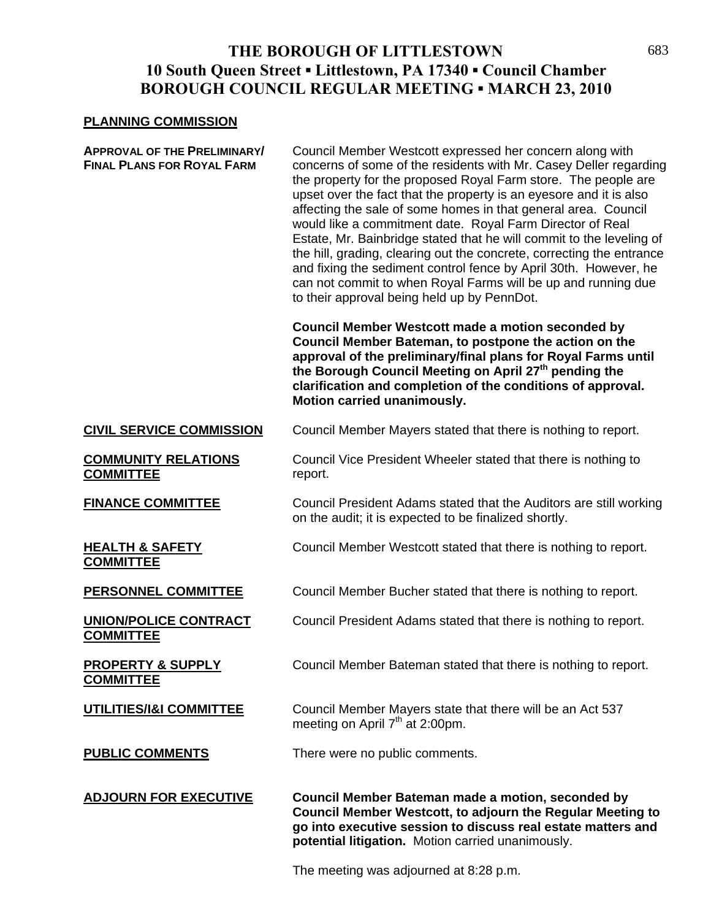# THE BOROUGH OF LITTLESTOWN
## 10 South Queen Street ▪ Littlestown, PA 17340 ▪ Council Chamber
## BOROUGH COUNCIL REGULAR MEETING ▪ MARCH 23, 2010

**PLANNING COMMISSION**

**APPROVAL OF THE PRELIMINARY/ FINAL PLANS FOR ROYAL FARM**

Council Member Westcott expressed her concern along with concerns of some of the residents with Mr. Casey Deller regarding the property for the proposed Royal Farm store. The people are upset over the fact that the property is an eyesore and it is also affecting the sale of some homes in that general area. Council would like a commitment date. Royal Farm Director of Real Estate, Mr. Bainbridge stated that he will commit to the leveling of the hill, grading, clearing out the concrete, correcting the entrance and fixing the sediment control fence by April 30th. However, he can not commit to when Royal Farms will be up and running due to their approval being held up by PennDot.

**Council Member Westcott made a motion seconded by Council Member Bateman, to postpone the action on the approval of the preliminary/final plans for Royal Farms until the Borough Council Meeting on April 27th pending the clarification and completion of the conditions of approval. Motion carried unanimously.**

**CIVIL SERVICE COMMISSION**

Council Member Mayers stated that there is nothing to report.

**COMMUNITY RELATIONS COMMITTEE**

Council Vice President Wheeler stated that there is nothing to report.

**FINANCE COMMITTEE**

Council President Adams stated that the Auditors are still working on the audit; it is expected to be finalized shortly.

**HEALTH & SAFETY COMMITTEE**

Council Member Westcott stated that there is nothing to report.

**PERSONNEL COMMITTEE**

Council Member Bucher stated that there is nothing to report.

**UNION/POLICE CONTRACT COMMITTEE**

Council President Adams stated that there is nothing to report.

**PROPERTY & SUPPLY COMMITTEE**

Council Member Bateman stated that there is nothing to report.

**UTILITIES/I&I COMMITTEE**

Council Member Mayers state that there will be an Act 537 meeting on April 7th at 2:00pm.

**PUBLIC COMMENTS**

There were no public comments.

**ADJOURN FOR EXECUTIVE**

**Council Member Bateman made a motion, seconded by Council Member Westcott, to adjourn the Regular Meeting to go into executive session to discuss real estate matters and potential litigation.** Motion carried unanimously.

The meeting was adjourned at 8:28 p.m.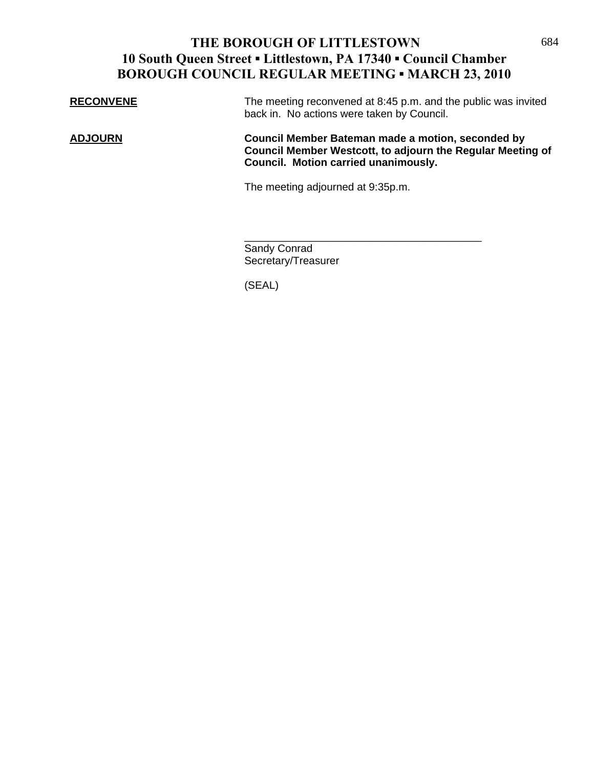**RECONVENE**

The meeting reconvened at 8:45 p.m. and the public was invited back in. No actions were taken by Council.

**ADJOURN**

**Council Member Bateman made a motion, seconded by Council Member Westcott, to adjourn the Regular Meeting of Council. Motion carried unanimously.**

The meeting adjourned at 9:35p.m.

\_\_\_\_\_\_\_\_\_\_\_\_\_\_\_\_\_\_\_\_\_\_\_\_\_\_\_\_\_\_\_\_\_\_\_\_\_\_\_\_

Sandy Conrad
Secretary/Treasurer

(SEAL)